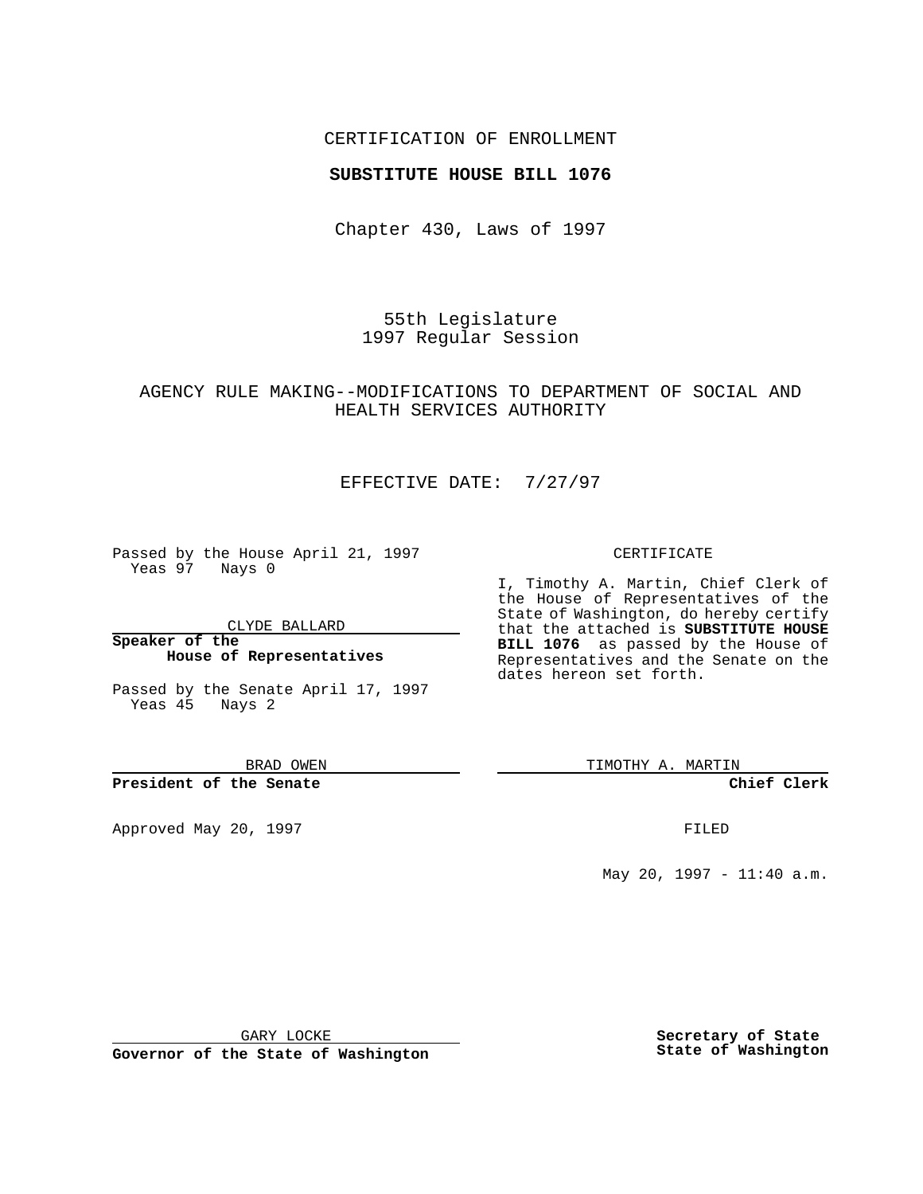CERTIFICATION OF ENROLLMENT

**SUBSTITUTE HOUSE BILL 1076**

Chapter 430, Laws of 1997

55th Legislature
1997 Regular Session

AGENCY RULE MAKING--MODIFICATIONS TO DEPARTMENT OF SOCIAL AND HEALTH SERVICES AUTHORITY

EFFECTIVE DATE: 7/27/97

Passed by the House April 21, 1997
Yeas 97 Nays 0

CLYDE BALLARD

**Speaker of the House of Representatives**

Passed by the Senate April 17, 1997
Yeas 45 Nays 2

BRAD OWEN

**President of the Senate**

Approved May 20, 1997

GARY LOCKE

**Governor of the State of Washington**

CERTIFICATE

I, Timothy A. Martin, Chief Clerk of the House of Representatives of the State of Washington, do hereby certify that the attached is **SUBSTITUTE HOUSE BILL 1076** as passed by the House of Representatives and the Senate on the dates hereon set forth.

TIMOTHY A. MARTIN

**Chief Clerk**

FILED

May 20, 1997 - 11:40 a.m.

**Secretary of State State of Washington**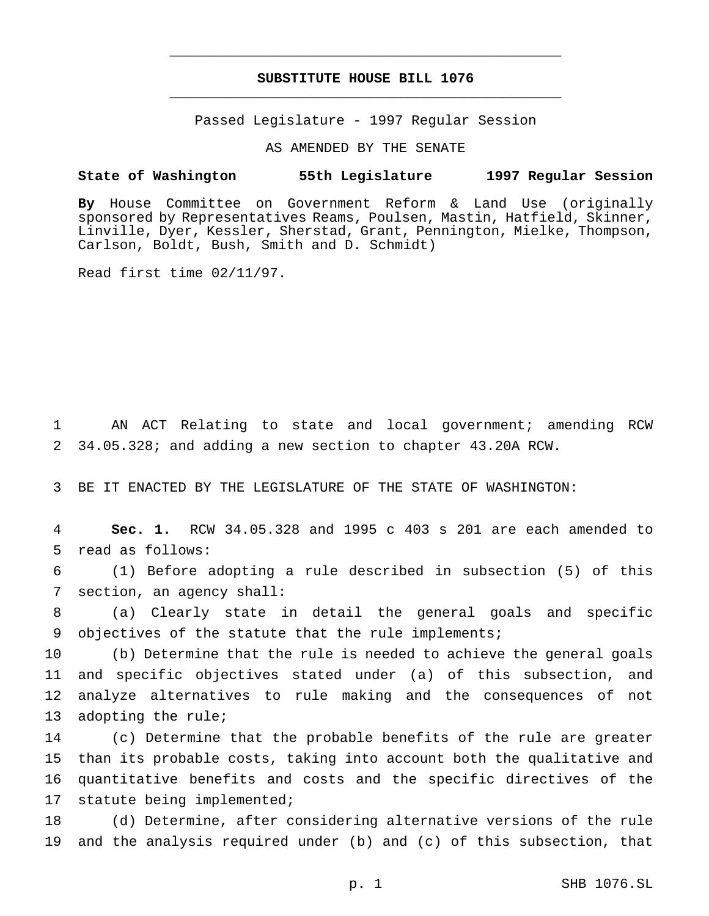# SUBSTITUTE HOUSE BILL 1076

Passed Legislature - 1997 Regular Session

AS AMENDED BY THE SENATE

**State of Washington 55th Legislature 1997 Regular Session**

**By** House Committee on Government Reform & Land Use (originally sponsored by Representatives Reams, Poulsen, Mastin, Hatfield, Skinner, Linville, Dyer, Kessler, Sherstad, Grant, Pennington, Mielke, Thompson, Carlson, Boldt, Bush, Smith and D. Schmidt)

Read first time 02/11/97.

AN ACT Relating to state and local government; amending RCW 34.05.328; and adding a new section to chapter 43.20A RCW.

BE IT ENACTED BY THE LEGISLATURE OF THE STATE OF WASHINGTON:

**Sec. 1.** RCW 34.05.328 and 1995 c 403 s 201 are each amended to read as follows:

(1) Before adopting a rule described in subsection (5) of this section, an agency shall:

(a) Clearly state in detail the general goals and specific objectives of the statute that the rule implements;

(b) Determine that the rule is needed to achieve the general goals and specific objectives stated under (a) of this subsection, and analyze alternatives to rule making and the consequences of not adopting the rule;

(c) Determine that the probable benefits of the rule are greater than its probable costs, taking into account both the qualitative and quantitative benefits and costs and the specific directives of the statute being implemented;

(d) Determine, after considering alternative versions of the rule and the analysis required under (b) and (c) of this subsection, that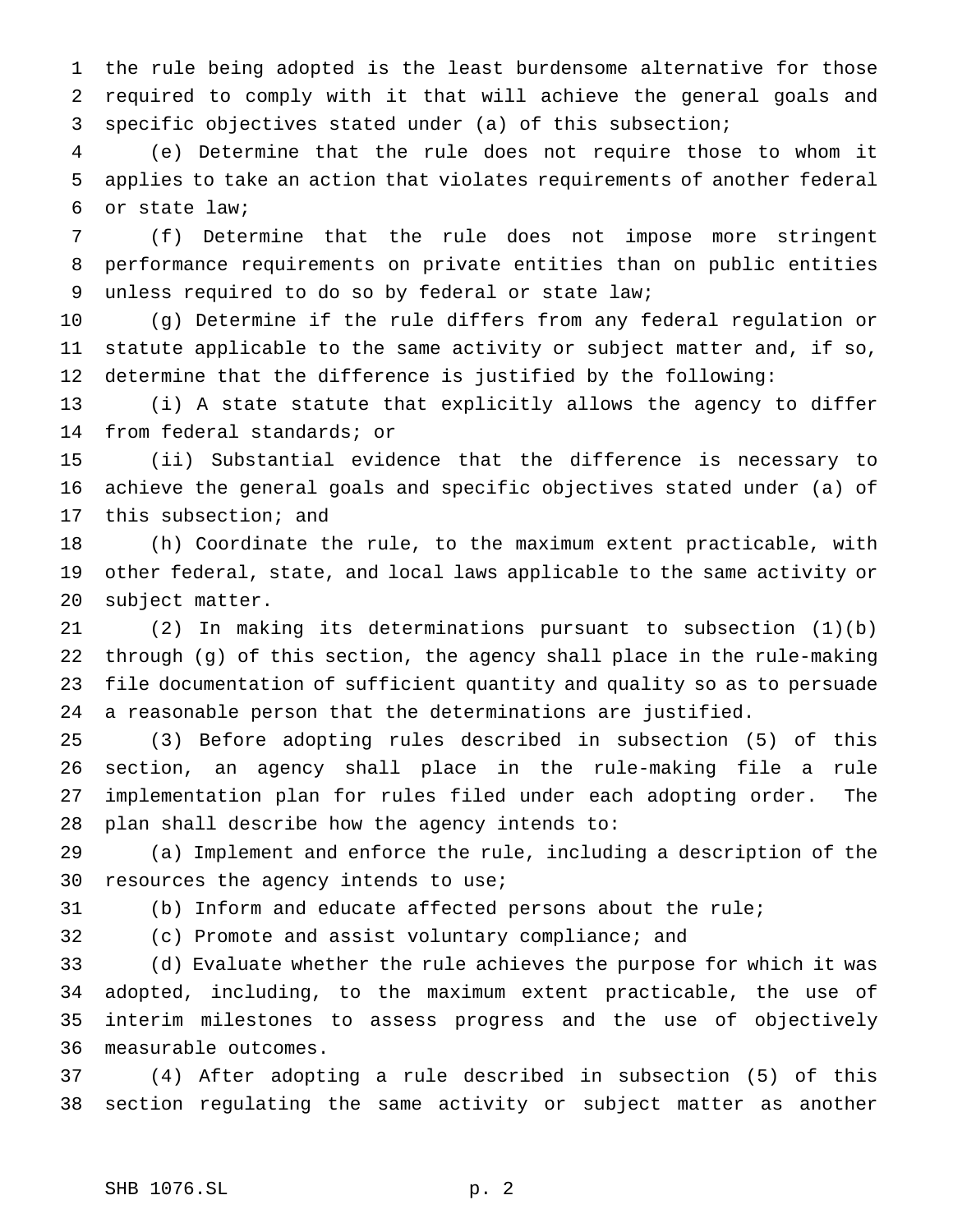the rule being adopted is the least burdensome alternative for those required to comply with it that will achieve the general goals and specific objectives stated under (a) of this subsection;

(e) Determine that the rule does not require those to whom it applies to take an action that violates requirements of another federal or state law;

(f) Determine that the rule does not impose more stringent performance requirements on private entities than on public entities unless required to do so by federal or state law;

(g) Determine if the rule differs from any federal regulation or statute applicable to the same activity or subject matter and, if so, determine that the difference is justified by the following:

(i) A state statute that explicitly allows the agency to differ from federal standards; or

(ii) Substantial evidence that the difference is necessary to achieve the general goals and specific objectives stated under (a) of this subsection; and

(h) Coordinate the rule, to the maximum extent practicable, with other federal, state, and local laws applicable to the same activity or subject matter.

(2) In making its determinations pursuant to subsection (1)(b) through (g) of this section, the agency shall place in the rule-making file documentation of sufficient quantity and quality so as to persuade a reasonable person that the determinations are justified.

(3) Before adopting rules described in subsection (5) of this section, an agency shall place in the rule-making file a rule implementation plan for rules filed under each adopting order. The plan shall describe how the agency intends to:

(a) Implement and enforce the rule, including a description of the resources the agency intends to use;

(b) Inform and educate affected persons about the rule;

(c) Promote and assist voluntary compliance; and

(d) Evaluate whether the rule achieves the purpose for which it was adopted, including, to the maximum extent practicable, the use of interim milestones to assess progress and the use of objectively measurable outcomes.

(4) After adopting a rule described in subsection (5) of this section regulating the same activity or subject matter as another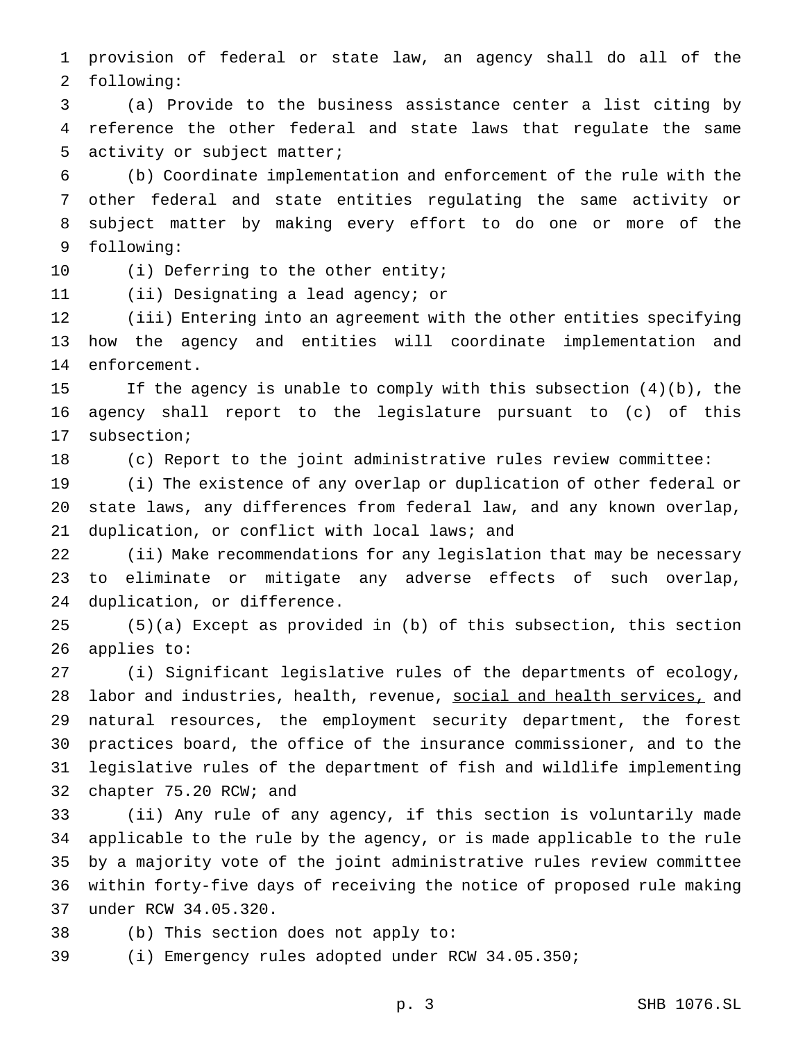provision of federal or state law, an agency shall do all of the following:

(a) Provide to the business assistance center a list citing by reference the other federal and state laws that regulate the same activity or subject matter;

(b) Coordinate implementation and enforcement of the rule with the other federal and state entities regulating the same activity or subject matter by making every effort to do one or more of the following:

(i) Deferring to the other entity;

(ii) Designating a lead agency; or

(iii) Entering into an agreement with the other entities specifying how the agency and entities will coordinate implementation and enforcement.

If the agency is unable to comply with this subsection (4)(b), the agency shall report to the legislature pursuant to (c) of this subsection;

(c) Report to the joint administrative rules review committee:

(i) The existence of any overlap or duplication of other federal or state laws, any differences from federal law, and any known overlap, duplication, or conflict with local laws; and

(ii) Make recommendations for any legislation that may be necessary to eliminate or mitigate any adverse effects of such overlap, duplication, or difference.

(5)(a) Except as provided in (b) of this subsection, this section applies to:

(i) Significant legislative rules of the departments of ecology, labor and industries, health, revenue, <u>social and health services,</u> and natural resources, the employment security department, the forest practices board, the office of the insurance commissioner, and to the legislative rules of the department of fish and wildlife implementing chapter 75.20 RCW; and

(ii) Any rule of any agency, if this section is voluntarily made applicable to the rule by the agency, or is made applicable to the rule by a majority vote of the joint administrative rules review committee within forty-five days of receiving the notice of proposed rule making under RCW 34.05.320.

(b) This section does not apply to:

(i) Emergency rules adopted under RCW 34.05.350;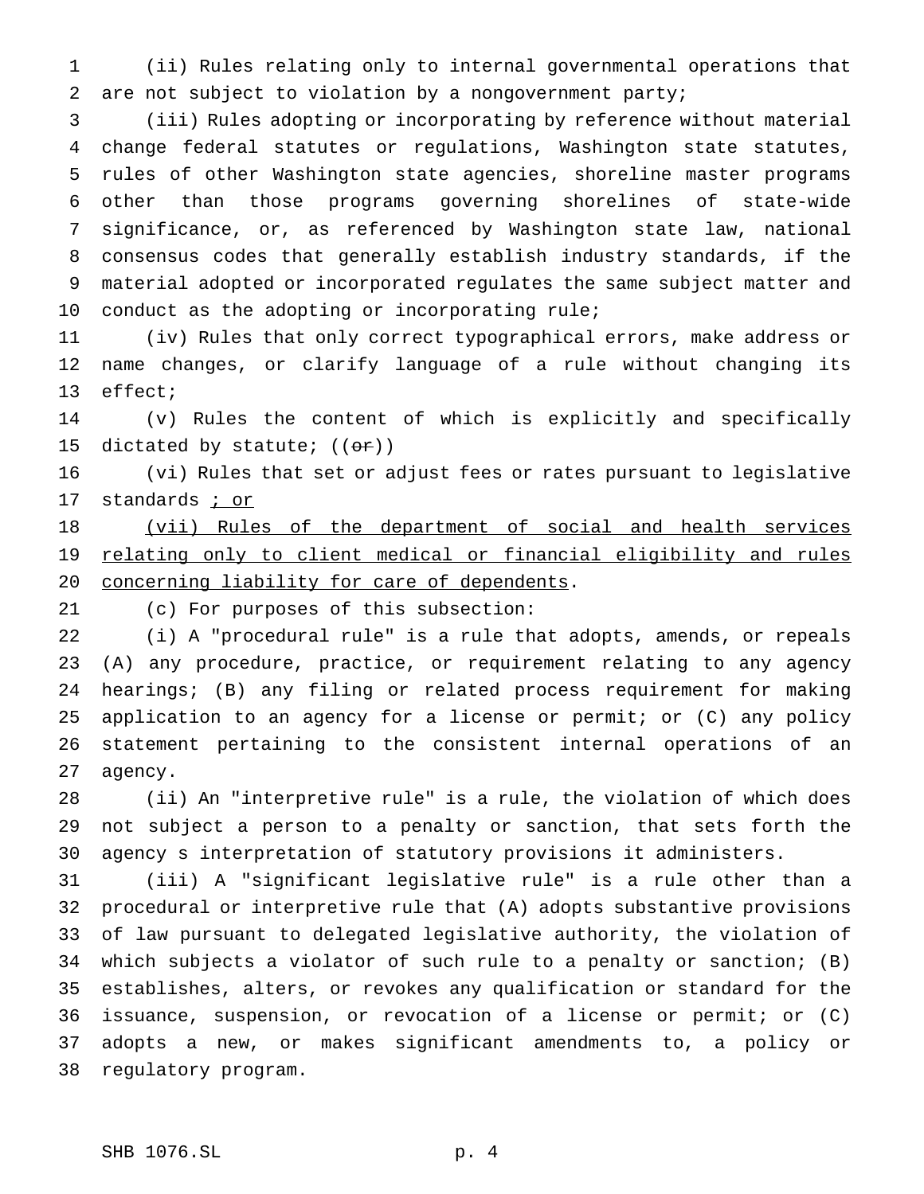(ii) Rules relating only to internal governmental operations that are not subject to violation by a nongovernment party;

(iii) Rules adopting or incorporating by reference without material change federal statutes or regulations, Washington state statutes, rules of other Washington state agencies, shoreline master programs other than those programs governing shorelines of state-wide significance, or, as referenced by Washington state law, national consensus codes that generally establish industry standards, if the material adopted or incorporated regulates the same subject matter and conduct as the adopting or incorporating rule;

(iv) Rules that only correct typographical errors, make address or name changes, or clarify language of a rule without changing its effect;

(v) Rules the content of which is explicitly and specifically dictated by statute; ((~~or~~))

(vi) Rules that set or adjust fees or rates pursuant to legislative standards <u>; or</u>

<u>(vii) Rules of the department of social and health services relating only to client medical or financial eligibility and rules concerning liability for care of dependents</u>.

(c) For purposes of this subsection:

(i) A "procedural rule" is a rule that adopts, amends, or repeals (A) any procedure, practice, or requirement relating to any agency hearings; (B) any filing or related process requirement for making application to an agency for a license or permit; or (C) any policy statement pertaining to the consistent internal operations of an agency.

(ii) An "interpretive rule" is a rule, the violation of which does not subject a person to a penalty or sanction, that sets forth the agency s interpretation of statutory provisions it administers.

(iii) A "significant legislative rule" is a rule other than a procedural or interpretive rule that (A) adopts substantive provisions of law pursuant to delegated legislative authority, the violation of which subjects a violator of such rule to a penalty or sanction; (B) establishes, alters, or revokes any qualification or standard for the issuance, suspension, or revocation of a license or permit; or (C) adopts a new, or makes significant amendments to, a policy or regulatory program.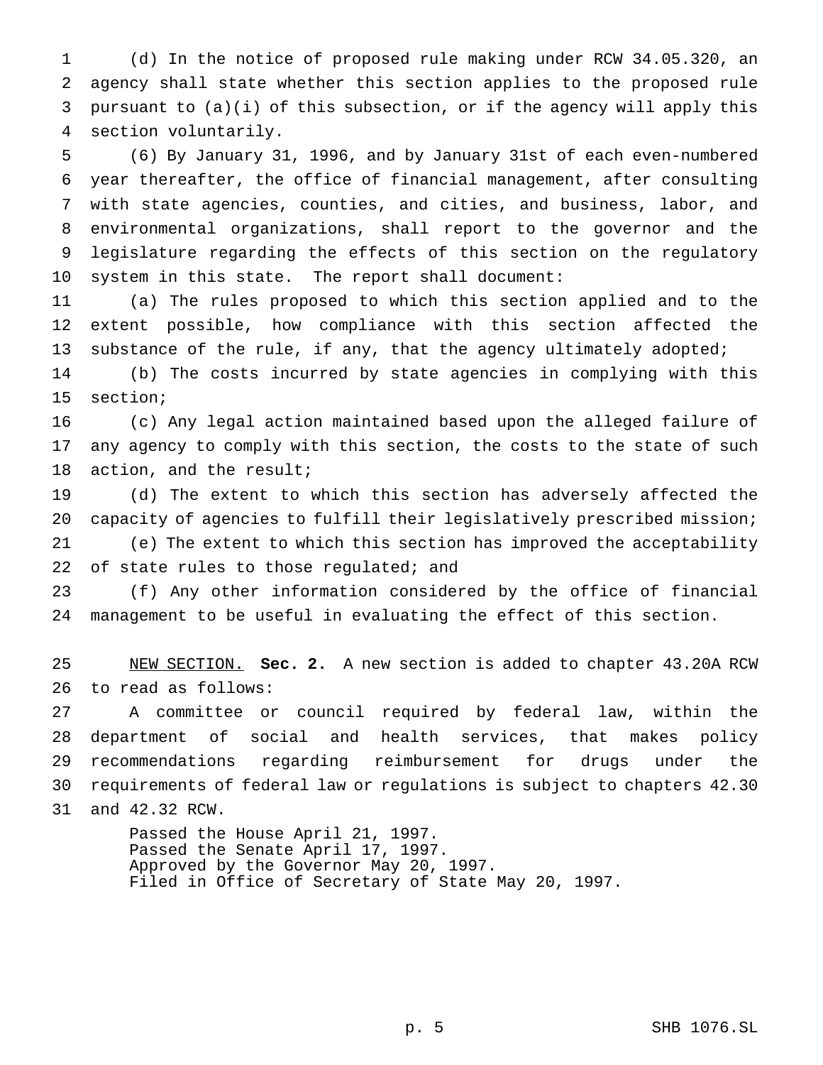(d) In the notice of proposed rule making under RCW 34.05.320, an agency shall state whether this section applies to the proposed rule pursuant to (a)(i) of this subsection, or if the agency will apply this section voluntarily.

(6) By January 31, 1996, and by January 31st of each even-numbered year thereafter, the office of financial management, after consulting with state agencies, counties, and cities, and business, labor, and environmental organizations, shall report to the governor and the legislature regarding the effects of this section on the regulatory system in this state. The report shall document:

(a) The rules proposed to which this section applied and to the extent possible, how compliance with this section affected the substance of the rule, if any, that the agency ultimately adopted;

(b) The costs incurred by state agencies in complying with this section;

(c) Any legal action maintained based upon the alleged failure of any agency to comply with this section, the costs to the state of such action, and the result;

(d) The extent to which this section has adversely affected the capacity of agencies to fulfill their legislatively prescribed mission;

(e) The extent to which this section has improved the acceptability of state rules to those regulated; and

(f) Any other information considered by the office of financial management to be useful in evaluating the effect of this section.

NEW SECTION. **Sec. 2.** A new section is added to chapter 43.20A RCW to read as follows:

A committee or council required by federal law, within the department of social and health services, that makes policy recommendations regarding reimbursement for drugs under the requirements of federal law or regulations is subject to chapters 42.30 and 42.32 RCW.

Passed the House April 21, 1997.
Passed the Senate April 17, 1997.
Approved by the Governor May 20, 1997.
Filed in Office of Secretary of State May 20, 1997.